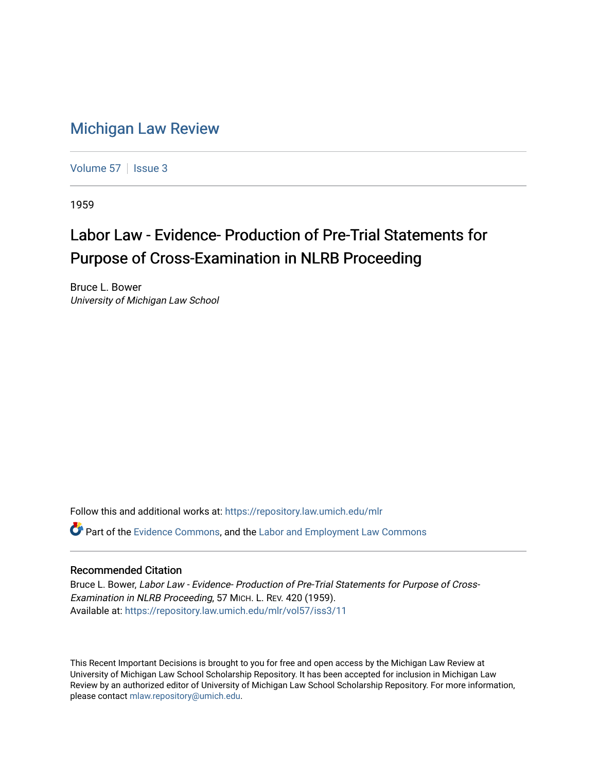# Michigan Law Review

Volume 57 | Issue 3

1959

## Labor Law - Evidence- Production of Pre-Trial Statements for Purpose of Cross-Examination in NLRB Proceeding

Bruce L. Bower
*University of Michigan Law School*

Follow this and additional works at: https://repository.law.umich.edu/mlr

Part of the Evidence Commons, and the Labor and Employment Law Commons

### Recommended Citation

Bruce L. Bower, *Labor Law - Evidence- Production of Pre-Trial Statements for Purpose of Cross-Examination in NLRB Proceeding*, 57 MICH. L. REV. 420 (1959).
Available at: https://repository.law.umich.edu/mlr/vol57/iss3/11

This Recent Important Decisions is brought to you for free and open access by the Michigan Law Review at University of Michigan Law School Scholarship Repository. It has been accepted for inclusion in Michigan Law Review by an authorized editor of University of Michigan Law School Scholarship Repository. For more information, please contact mlaw.repository@umich.edu.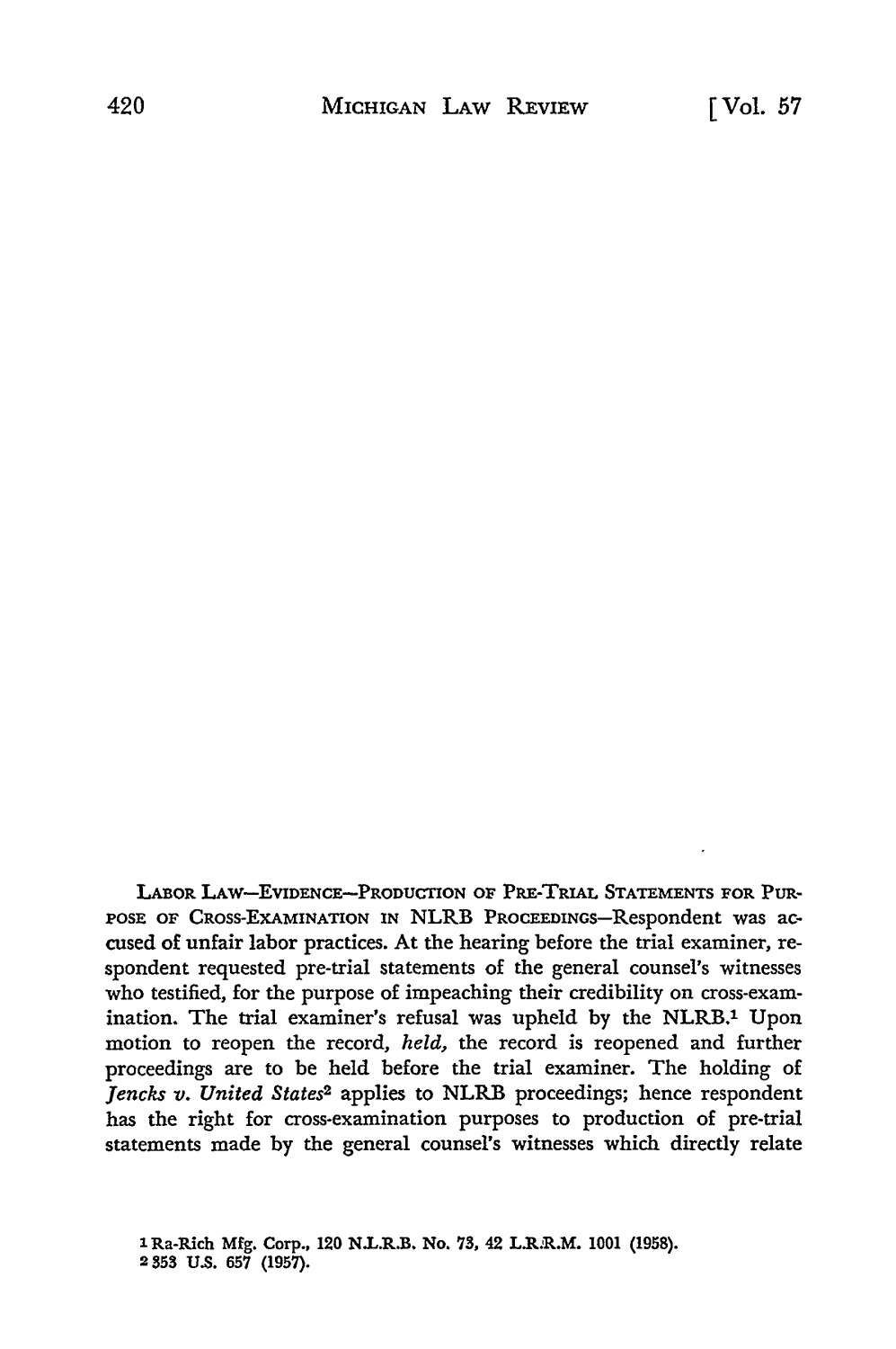LABOR LAW—EVIDENCE—PRODUCTION OF PRE-TRIAL STATEMENTS FOR PURPOSE OF CROSS-EXAMINATION IN NLRB PROCEEDINGS—Respondent was accused of unfair labor practices. At the hearing before the trial examiner, respondent requested pre-trial statements of the general counsel's witnesses who testified, for the purpose of impeaching their credibility on cross-examination. The trial examiner's refusal was upheld by the NLRB.[1] Upon motion to reopen the record, *held,* the record is reopened and further proceedings are to be held before the trial examiner. The holding of *Jencks v. United States*[2] applies to NLRB proceedings; hence respondent has the right for cross-examination purposes to production of pre-trial statements made by the general counsel's witnesses which directly relate

---

[1] Ra-Rich Mfg. Corp., 120 N.L.R.B. No. 73, 42 L.R.R.M. 1001 (1958).
[2] 353 U.S. 657 (1957).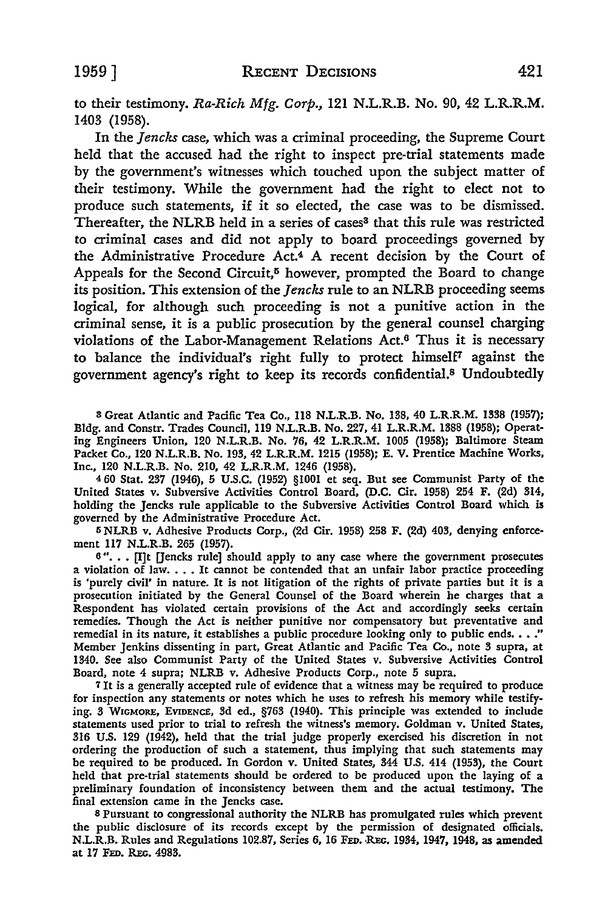to their testimony. *Ra-Rich Mfg. Corp.*, 121 N.L.R.B. No. 90, 42 L.R.R.M. 1403 (1958).

In the *Jencks* case, which was a criminal proceeding, the Supreme Court held that the accused had the right to inspect pre-trial statements made by the government's witnesses which touched upon the subject matter of their testimony. While the government had the right to elect not to produce such statements, if it so elected, the case was to be dismissed. Thereafter, the NLRB held in a series of cases[3] that this rule was restricted to criminal cases and did not apply to board proceedings governed by the Administrative Procedure Act.[4] A recent decision by the Court of Appeals for the Second Circuit,[5] however, prompted the Board to change its position. This extension of the *Jencks* rule to an NLRB proceeding seems logical, for although such proceeding is not a punitive action in the criminal sense, it is a public prosecution by the general counsel charging violations of the Labor-Management Relations Act.[6] Thus it is necessary to balance the individual's right fully to protect himself[7] against the government agency's right to keep its records confidential.[8] Undoubtedly

[3] Great Atlantic and Pacific Tea Co., 118 N.L.R.B. No. 138, 40 L.R.R.M. 1338 (1957); Bldg. and Constr. Trades Council, 119 N.L.R.B. No. 227, 41 L.R.R.M. 1388 (1958); Operating Engineers Union, 120 N.L.R.B. No. 76, 42 L.R.R.M. 1005 (1958); Baltimore Steam Packet Co., 120 N.L.R.B. No. 193, 42 L.R.R.M. 1215 (1958); E. V. Prentice Machine Works, Inc., 120 N.L.R.B. No. 210, 42 L.R.R.M. 1246 (1958).

[4] 60 Stat. 237 (1946), 5 U.S.C. (1952) §1001 et seq. But see Communist Party of the United States v. Subversive Activities Control Board, (D.C. Cir. 1958) 254 F. (2d) 314, holding the Jencks rule applicable to the Subversive Activities Control Board which is governed by the Administrative Procedure Act.

[5] NLRB v. Adhesive Products Corp., (2d Cir. 1958) 258 F. (2d) 403, denying enforcement 117 N.L.R.B. 265 (1957).

[6] ". . . [I]t [Jencks rule] should apply to any case where the government prosecutes a violation of law. . . . It cannot be contended that an unfair labor practice proceeding is 'purely civil' in nature. It is not litigation of the rights of private parties but it is a prosecution initiated by the General Counsel of the Board wherein he charges that a Respondent has violated certain provisions of the Act and accordingly seeks certain remedies. Though the Act is neither punitive nor compensatory but preventative and remedial in its nature, it establishes a public procedure looking only to public ends. . . ." Member Jenkins dissenting in part, Great Atlantic and Pacific Tea Co., note 3 supra, at 1340. See also Communist Party of the United States v. Subversive Activities Control Board, note 4 supra; NLRB v. Adhesive Products Corp., note 5 supra.

[7] It is a generally accepted rule of evidence that a witness may be required to produce for inspection any statements or notes which he uses to refresh his memory while testifying. 3 WIGMORE, EVIDENCE, 3d ed., §763 (1940). This principle was extended to include statements used prior to trial to refresh the witness's memory. Goldman v. United States, 316 U.S. 129 (1942), held that the trial judge properly exercised his discretion in not ordering the production of such a statement, thus implying that such statements may be required to be produced. In Gordon v. United States, 344 U.S. 414 (1953), the Court held that pre-trial statements should be ordered to be produced upon the laying of a preliminary foundation of inconsistency between them and the actual testimony. The final extension came in the Jencks case.

[8] Pursuant to congressional authority the NLRB has promulgated rules which prevent the public disclosure of its records except by the permission of designated officials. N.L.R.B. Rules and Regulations 102.87, Series 6, 16 FED. REG. 1934, 1947, 1948, as amended at 17 FED. REG. 4983.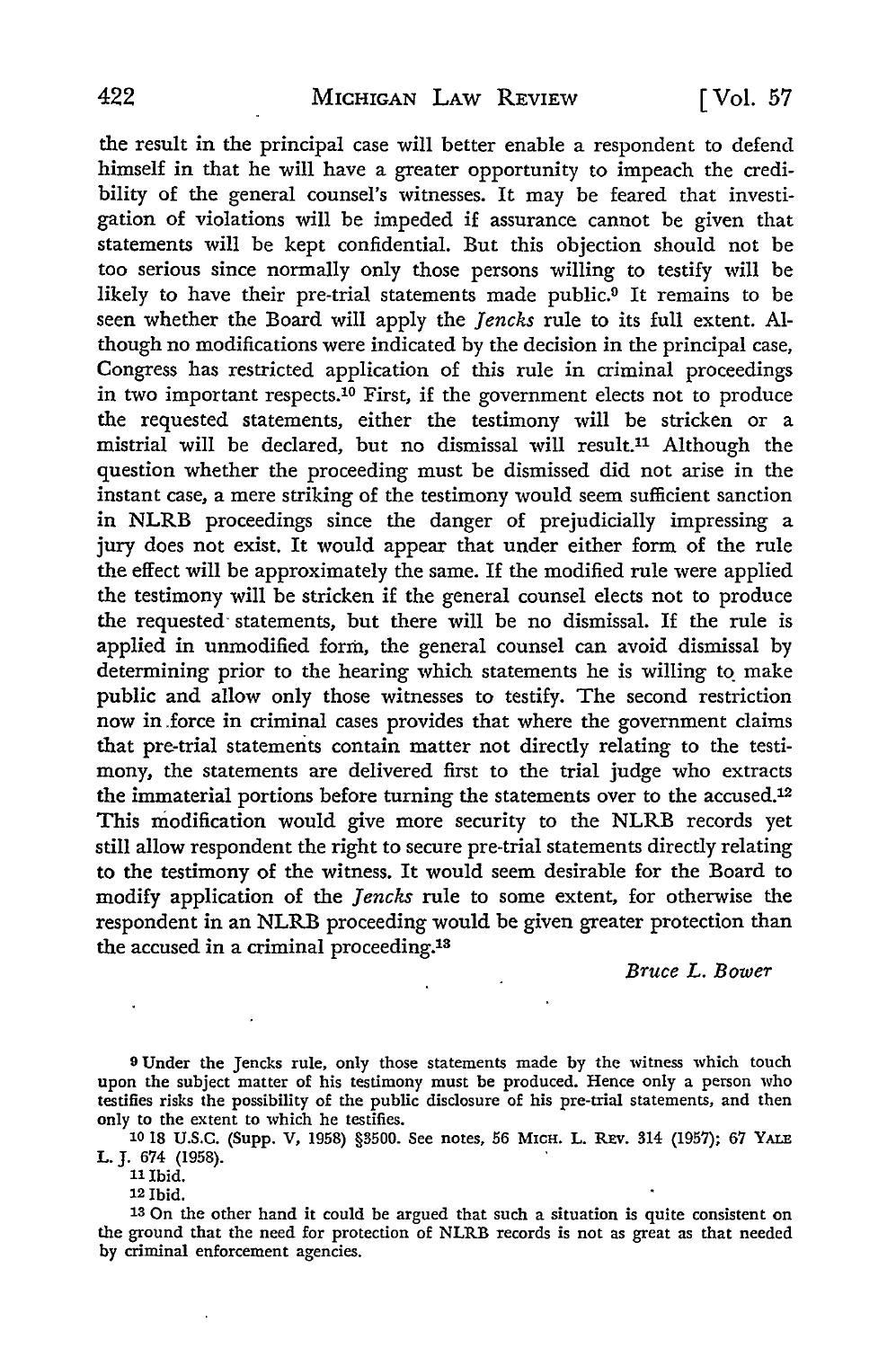the result in the principal case will better enable a respondent to defend himself in that he will have a greater opportunity to impeach the credibility of the general counsel's witnesses. It may be feared that investigation of violations will be impeded if assurance cannot be given that statements will be kept confidential. But this objection should not be too serious since normally only those persons willing to testify will be likely to have their pre-trial statements made public.[9] It remains to be seen whether the Board will apply the *Jencks* rule to its full extent. Although no modifications were indicated by the decision in the principal case, Congress has restricted application of this rule in criminal proceedings in two important respects.[10] First, if the government elects not to produce the requested statements, either the testimony will be stricken or a mistrial will be declared, but no dismissal will result.[11] Although the question whether the proceeding must be dismissed did not arise in the instant case, a mere striking of the testimony would seem sufficient sanction in NLRB proceedings since the danger of prejudicially impressing a jury does not exist. It would appear that under either form of the rule the effect will be approximately the same. If the modified rule were applied the testimony will be stricken if the general counsel elects not to produce the requested statements, but there will be no dismissal. If the rule is applied in unmodified form, the general counsel can avoid dismissal by determining prior to the hearing which statements he is willing to make public and allow only those witnesses to testify. The second restriction now in force in criminal cases provides that where the government claims that pre-trial statements contain matter not directly relating to the testimony, the statements are delivered first to the trial judge who extracts the immaterial portions before turning the statements over to the accused.[12] This modification would give more security to the NLRB records yet still allow respondent the right to secure pre-trial statements directly relating to the testimony of the witness. It would seem desirable for the Board to modify application of the *Jencks* rule to some extent, for otherwise the respondent in an NLRB proceeding would be given greater protection than the accused in a criminal proceeding.[13]

*Bruce L. Bower*

---

[9] Under the Jencks rule, only those statements made by the witness which touch upon the subject matter of his testimony must be produced. Hence only a person who testifies risks the possibility of the public disclosure of his pre-trial statements, and then only to the extent to which he testifies.

[10] 18 U.S.C. (Supp. V, 1958) §3500. See notes, 56 MICH. L. REV. 314 (1957); 67 YALE L. J. 674 (1958).

[11] Ibid.

[12] Ibid.

[13] On the other hand it could be argued that such a situation is quite consistent on the ground that the need for protection of NLRB records is not as great as that needed by criminal enforcement agencies.